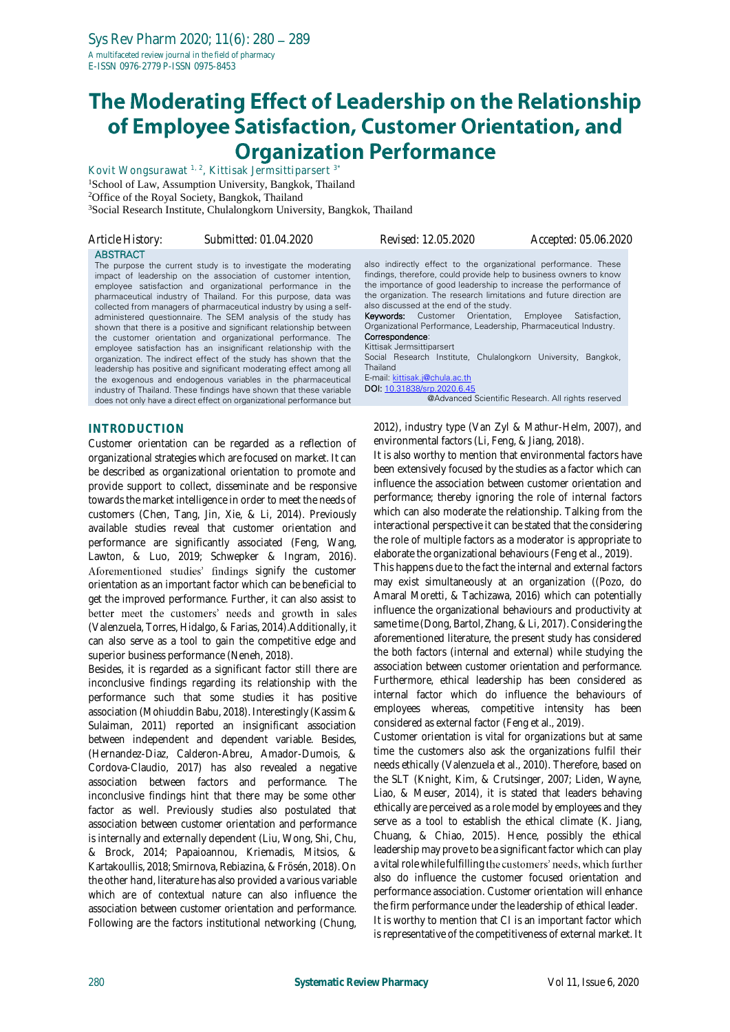# The Moderating Effect of Leadership on the Relationship of Employee Satisfaction, Customer Orientation, and Organization Performance

Kovit Wongsurawat [1, 2], Kittisak Jermsittiparsert [3*]

[1]School of Law, Assumption University, Bangkok, Thailand

[2]Office of the Royal Society, Bangkok, Thailand

[3]Social Research Institute, Chulalongkorn University, Bangkok, Thailand

Article History: Submitted: 01.04.2020 Revised: 12.05.2020 Accepted: 05.06.2020

## ABSTRACT

The purpose the current study is to investigate the moderating impact of leadership on the association of customer intention, employee satisfaction and organizational performance in the pharmaceutical industry of Thailand. For this purpose, data was collected from managers of pharmaceutical industry by using a self-administered questionnaire. The SEM analysis of the study has shown that there is a positive and significant relationship between the customer orientation and organizational performance. The employee satisfaction has an insignificant relationship with the organization. The indirect effect of the study has shown that the leadership has positive and significant moderating effect among all the exogenous and endogenous variables in the pharmaceutical industry of Thailand. These findings have shown that these variable does not only have a direct effect on organizational performance but also indirectly effect to the organizational performance. These findings, therefore, could provide help to business owners to know the importance of good leadership to increase the performance of the organization. The research limitations and future direction are also discussed at the end of the study.

**Keywords:** Customer Orientation, Employee Satisfaction, Organizational Performance, Leadership, Pharmaceutical Industry.

**Correspondence**:
Kittisak Jermsittiparsert
Social Research Institute, Chulalongkorn University, Bangkok, Thailand
E-mail: kittisak.j@chula.ac.th
DOI: 10.31838/srp.2020.6.45

@Advanced Scientific Research. All rights reserved

## INTRODUCTION

Customer orientation can be regarded as a reflection of organizational strategies which are focused on market. It can be described as organizational orientation to promote and provide support to collect, disseminate and be responsive towards the market intelligence in order to meet the needs of customers (Chen, Tang, Jin, Xie, & Li, 2014). Previously available studies reveal that customer orientation and performance are significantly associated (Feng, Wang, Lawton, & Luo, 2019; Schwepker & Ingram, 2016). Aforementioned studies' findings signify the customer orientation as an important factor which can be beneficial to get the improved performance. Further, it can also assist to better meet the customers' needs and growth in sales (Valenzuela, Torres, Hidalgo, & Farias, 2014).Additionally, it can also serve as a tool to gain the competitive edge and superior business performance (Neneh, 2018).

Besides, it is regarded as a significant factor still there are inconclusive findings regarding its relationship with the performance such that some studies it has positive association (Mohiuddin Babu, 2018). Interestingly (Kassim & Sulaiman, 2011) reported an insignificant association between independent and dependent variable. Besides, (Hernandez-Diaz, Calderon-Abreu, Amador-Dumois, & Cordova-Claudio, 2017) has also revealed a negative association between factors and performance. The inconclusive findings hint that there may be some other factor as well. Previously studies also postulated that association between customer orientation and performance is internally and externally dependent (Liu, Wong, Shi, Chu, & Brock, 2014; Papaioannou, Kriemadis, Mitsios, & Kartakoullis, 2018; Smirnova, Rebiazina, & Frösén, 2018). On the other hand, literature has also provided a various variable which are of contextual nature can also influence the association between customer orientation and performance. Following are the factors institutional networking (Chung, 2012), industry type (Van Zyl & Mathur-Helm, 2007), and environmental factors (Li, Feng, & Jiang, 2018).

It is also worthy to mention that environmental factors have been extensively focused by the studies as a factor which can influence the association between customer orientation and performance; thereby ignoring the role of internal factors which can also moderate the relationship. Talking from the interactional perspective it can be stated that the considering the role of multiple factors as a moderator is appropriate to elaborate the organizational behaviours (Feng et al., 2019).

This happens due to the fact the internal and external factors may exist simultaneously at an organization ((Pozo, do Amaral Moretti, & Tachizawa, 2016) which can potentially influence the organizational behaviours and productivity at same time (Dong, Bartol, Zhang, & Li, 2017). Considering the aforementioned literature, the present study has considered the both factors (internal and external) while studying the association between customer orientation and performance. Furthermore, ethical leadership has been considered as internal factor which do influence the behaviours of employees whereas, competitive intensity has been considered as external factor (Feng et al., 2019).

Customer orientation is vital for organizations but at same time the customers also ask the organizations fulfil their needs ethically (Valenzuela et al., 2010). Therefore, based on the SLT (Knight, Kim, & Crutsinger, 2007; Liden, Wayne, Liao, & Meuser, 2014), it is stated that leaders behaving ethically are perceived as a role model by employees and they serve as a tool to establish the ethical climate (K. Jiang, Chuang, & Chiao, 2015). Hence, possibly the ethical leadership may prove to be a significant factor which can play a vital role while fulfilling the customers' needs, which further also do influence the customer focused orientation and performance association. Customer orientation will enhance the firm performance under the leadership of ethical leader.

It is worthy to mention that CI is an important factor which is representative of the competitiveness of external market. It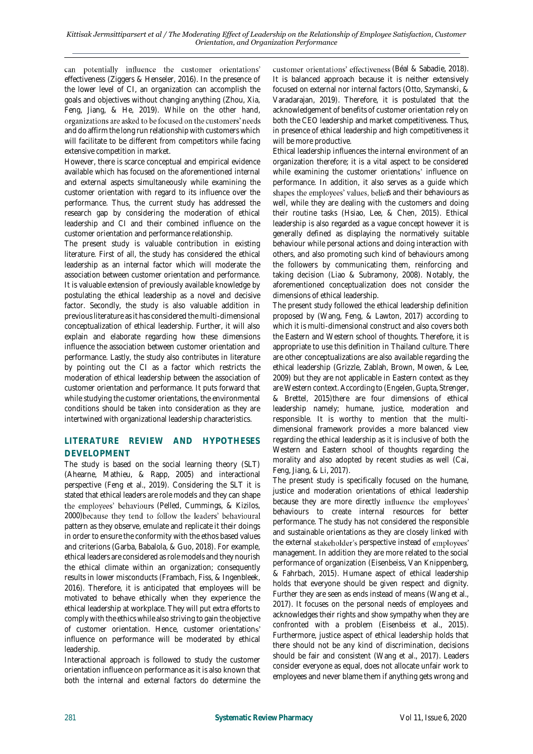can potentially influence the customer orientations' effectiveness (Ziggers & Henseler, 2016). In the presence of the lower level of CI, an organization can accomplish the goals and objectives without changing anything (Zhou, Xia, Feng, Jiang, & He, 2019). While on the other hand, organizations are asked to be focused on the customers' needs and do affirm the long run relationship with customers which will facilitate to be different from competitors while facing extensive competition in market.

However, there is scarce conceptual and empirical evidence available which has focused on the aforementioned internal and external aspects simultaneously while examining the customer orientation with regard to its influence over the performance. Thus, the current study has addressed the research gap by considering the moderation of ethical leadership and CI and their combined influence on the customer orientation and performance relationship.

The present study is valuable contribution in existing literature. First of all, the study has considered the ethical leadership as an internal factor which will moderate the association between customer orientation and performance. It is valuable extension of previously available knowledge by postulating the ethical leadership as a novel and decisive factor. Secondly, the study is also valuable addition in previous literature as it has considered the multi-dimensional conceptualization of ethical leadership. Further, it will also explain and elaborate regarding how these dimensions influence the association between customer orientation and performance. Lastly, the study also contributes in literature by pointing out the CI as a factor which restricts the moderation of ethical leadership between the association of customer orientation and performance. It puts forward that while studying the customer orientations, the environmental conditions should be taken into consideration as they are intertwined with organizational leadership characteristics.

## LITERATURE REVIEW AND HYPOTHESES DEVELOPMENT

The study is based on the social learning theory (SLT) (Ahearne, Mathieu, & Rapp, 2005) and interactional perspective (Feng et al., 2019). Considering the SLT it is stated that ethical leaders are role models and they can shape the employees' behaviours (Pelled, Cummings, & Kizilos, 2000)because they tend to follow the leaders' behavioural pattern as they observe, emulate and replicate it their doings in order to ensure the conformity with the ethos based values and criterions (Garba, Babalola, & Guo, 2018). For example, ethical leaders are considered as role models and they nourish the ethical climate within an organization; consequently results in lower misconducts (Frambach, Fiss, & Ingenbleek, 2016). Therefore, it is anticipated that employees will be motivated to behave ethically when they experience the ethical leadership at workplace. They will put extra efforts to comply with the ethics while also striving to gain the objective of customer orientation. Hence, customer orientations' influence on performance will be moderated by ethical leadership.

Interactional approach is followed to study the customer orientation influence on performance as it is also known that both the internal and external factors do determine the customer orientations' effectiveness (Béal & Sabadie, 2018). It is balanced approach because it is neither extensively focused on external nor internal factors (Otto, Szymanski, & Varadarajan, 2019). Therefore, it is postulated that the acknowledgement of benefits of customer orientation rely on both the CEO leadership and market competitiveness. Thus, in presence of ethical leadership and high competitiveness it will be more productive.

Ethical leadership influences the internal environment of an organization therefore; it is a vital aspect to be considered while examining the customer orientations' influence on performance. In addition, it also serves as a guide which shapes the employees' values, beliefs and their behaviours as well, while they are dealing with the customers and doing their routine tasks (Hsiao, Lee, & Chen, 2015). Ethical leadership is also regarded as a vague concept however it is generally defined as displaying the normatively suitable behaviour while personal actions and doing interaction with others, and also promoting such kind of behaviours among the followers by communicating them, reinforcing and taking decision (Liao & Subramony, 2008). Notably, the aforementioned conceptualization does not consider the dimensions of ethical leadership.

The present study followed the ethical leadership definition proposed by (Wang, Feng, & Lawton, 2017) according to which it is multi-dimensional construct and also covers both the Eastern and Western school of thoughts. Therefore, it is appropriate to use this definition in Thailand culture. There are other conceptualizations are also available regarding the ethical leadership (Grizzle, Zablah, Brown, Mowen, & Lee, 2009) but they are not applicable in Eastern context as they are Western context. According to (Engelen, Gupta, Strenger, & Brettel, 2015)there are four dimensions of ethical leadership namely; humane, justice, moderation and responsible. It is worthy to mention that the multi-dimensional framework provides a more balanced view regarding the ethical leadership as it is inclusive of both the Western and Eastern school of thoughts regarding the morality and also adopted by recent studies as well (Cai, Feng, Jiang, & Li, 2017).

The present study is specifically focused on the humane, justice and moderation orientations of ethical leadership because they are more directly influence the employees' behaviours to create internal resources for better performance. The study has not considered the responsible and sustainable orientations as they are closely linked with the external stakeholder's perspective instead of employees' management. In addition they are more related to the social performance of organization (Eisenbeiss, Van Knippenberg, & Fahrbach, 2015). Humane aspect of ethical leadership holds that everyone should be given respect and dignity. Further they are seen as ends instead of means (Wang et al., 2017). It focuses on the personal needs of employees and acknowledges their rights and show sympathy when they are confronted with a problem (Eisenbeiss et al., 2015). Furthermore, justice aspect of ethical leadership holds that there should not be any kind of discrimination, decisions should be fair and consistent (Wang et al., 2017). Leaders consider everyone as equal, does not allocate unfair work to employees and never blame them if anything gets wrong and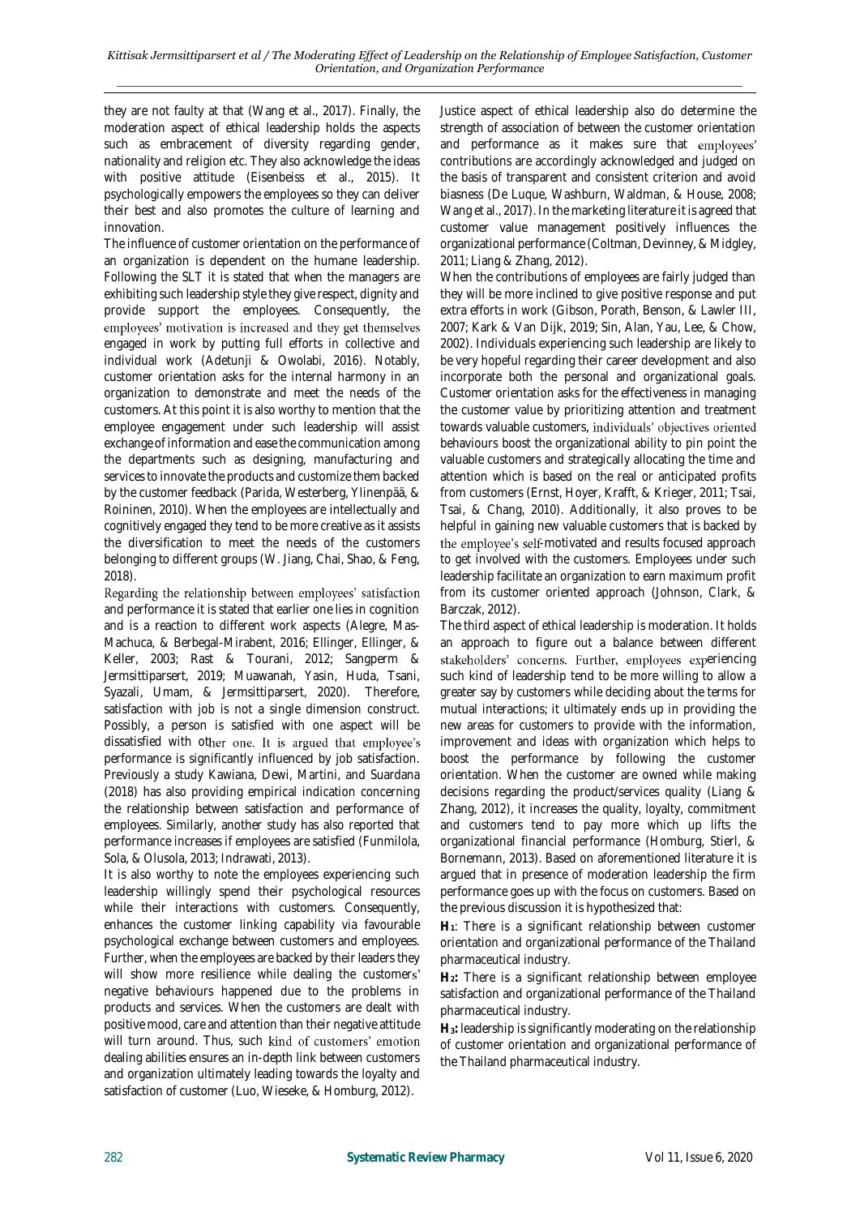they are not faulty at that (Wang et al., 2017). Finally, the moderation aspect of ethical leadership holds the aspects such as embracement of diversity regarding gender, nationality and religion etc. They also acknowledge the ideas with positive attitude (Eisenbeiss et al., 2015). It psychologically empowers the employees so they can deliver their best and also promotes the culture of learning and innovation.

The influence of customer orientation on the performance of an organization is dependent on the humane leadership. Following the SLT it is stated that when the managers are exhibiting such leadership style they give respect, dignity and provide support the employees. Consequently, the employees' motivation is increased and they get themselves engaged in work by putting full efforts in collective and individual work (Adetunji & Owolabi, 2016). Notably, customer orientation asks for the internal harmony in an organization to demonstrate and meet the needs of the customers. At this point it is also worthy to mention that the employee engagement under such leadership will assist exchange of information and ease the communication among the departments such as designing, manufacturing and services to innovate the products and customize them backed by the customer feedback (Parida, Westerberg, Ylinenpää, & Roininen, 2010). When the employees are intellectually and cognitively engaged they tend to be more creative as it assists the diversification to meet the needs of the customers belonging to different groups (W. Jiang, Chai, Shao, & Feng, 2018).

Regarding the relationship between employees' satisfaction and performance it is stated that earlier one lies in cognition and is a reaction to different work aspects (Alegre, Mas-Machuca, & Berbegal-Mirabent, 2016; Ellinger, Ellinger, & Keller, 2003; Rast & Tourani, 2012; Sangperm & Jermsittiparsert, 2019; Muawanah, Yasin, Huda, Tsani, Syazali, Umam, & Jermsittiparsert, 2020). Therefore, satisfaction with job is not a single dimension construct. Possibly, a person is satisfied with one aspect will be dissatisfied with other one. It is argued that employee's performance is significantly influenced by job satisfaction. Previously a study Kawiana, Dewi, Martini, and Suardana (2018) has also providing empirical indication concerning the relationship between satisfaction and performance of employees. Similarly, another study has also reported that performance increases if employees are satisfied (Funmilola, Sola, & Olusola, 2013; Indrawati, 2013).

It is also worthy to note the employees experiencing such leadership willingly spend their psychological resources while their interactions with customers. Consequently, enhances the customer linking capability via favourable psychological exchange between customers and employees. Further, when the employees are backed by their leaders they will show more resilience while dealing the customers' negative behaviours happened due to the problems in products and services. When the customers are dealt with positive mood, care and attention than their negative attitude will turn around. Thus, such kind of customers' emotion dealing abilities ensures an in-depth link between customers and organization ultimately leading towards the loyalty and satisfaction of customer (Luo, Wieseke, & Homburg, 2012).

Justice aspect of ethical leadership also do determine the strength of association of between the customer orientation and performance as it makes sure that employees' contributions are accordingly acknowledged and judged on the basis of transparent and consistent criterion and avoid biasness (De Luque, Washburn, Waldman, & House, 2008; Wang et al., 2017). In the marketing literature it is agreed that customer value management positively influences the organizational performance (Coltman, Devinney, & Midgley, 2011; Liang & Zhang, 2012).

When the contributions of employees are fairly judged than they will be more inclined to give positive response and put extra efforts in work (Gibson, Porath, Benson, & Lawler III, 2007; Kark & Van Dijk, 2019; Sin, Alan, Yau, Lee, & Chow, 2002). Individuals experiencing such leadership are likely to be very hopeful regarding their career development and also incorporate both the personal and organizational goals. Customer orientation asks for the effectiveness in managing the customer value by prioritizing attention and treatment towards valuable customers, individuals' objectives oriented behaviours boost the organizational ability to pin point the valuable customers and strategically allocating the time and attention which is based on the real or anticipated profits from customers (Ernst, Hoyer, Krafft, & Krieger, 2011; Tsai, Tsai, & Chang, 2010). Additionally, it also proves to be helpful in gaining new valuable customers that is backed by the employee's self-motivated and results focused approach to get involved with the customers. Employees under such leadership facilitate an organization to earn maximum profit from its customer oriented approach (Johnson, Clark, & Barczak, 2012).

The third aspect of ethical leadership is moderation. It holds an approach to figure out a balance between different stakeholders' concerns. Further, employees experiencing such kind of leadership tend to be more willing to allow a greater say by customers while deciding about the terms for mutual interactions; it ultimately ends up in providing the new areas for customers to provide with the information, improvement and ideas with organization which helps to boost the performance by following the customer orientation. When the customer are owned while making decisions regarding the product/services quality (Liang & Zhang, 2012), it increases the quality, loyalty, commitment and customers tend to pay more which up lifts the organizational financial performance (Homburg, Stierl, & Bornemann, 2013). Based on aforementioned literature it is argued that in presence of moderation leadership the firm performance goes up with the focus on customers. Based on the previous discussion it is hypothesized that:

**$H_1$**: There is a significant relationship between customer orientation and organizational performance of the Thailand pharmaceutical industry.

**$H_2$:** There is a significant relationship between employee satisfaction and organizational performance of the Thailand pharmaceutical industry.

**$H_3$:** leadership is significantly moderating on the relationship of customer orientation and organizational performance of the Thailand pharmaceutical industry.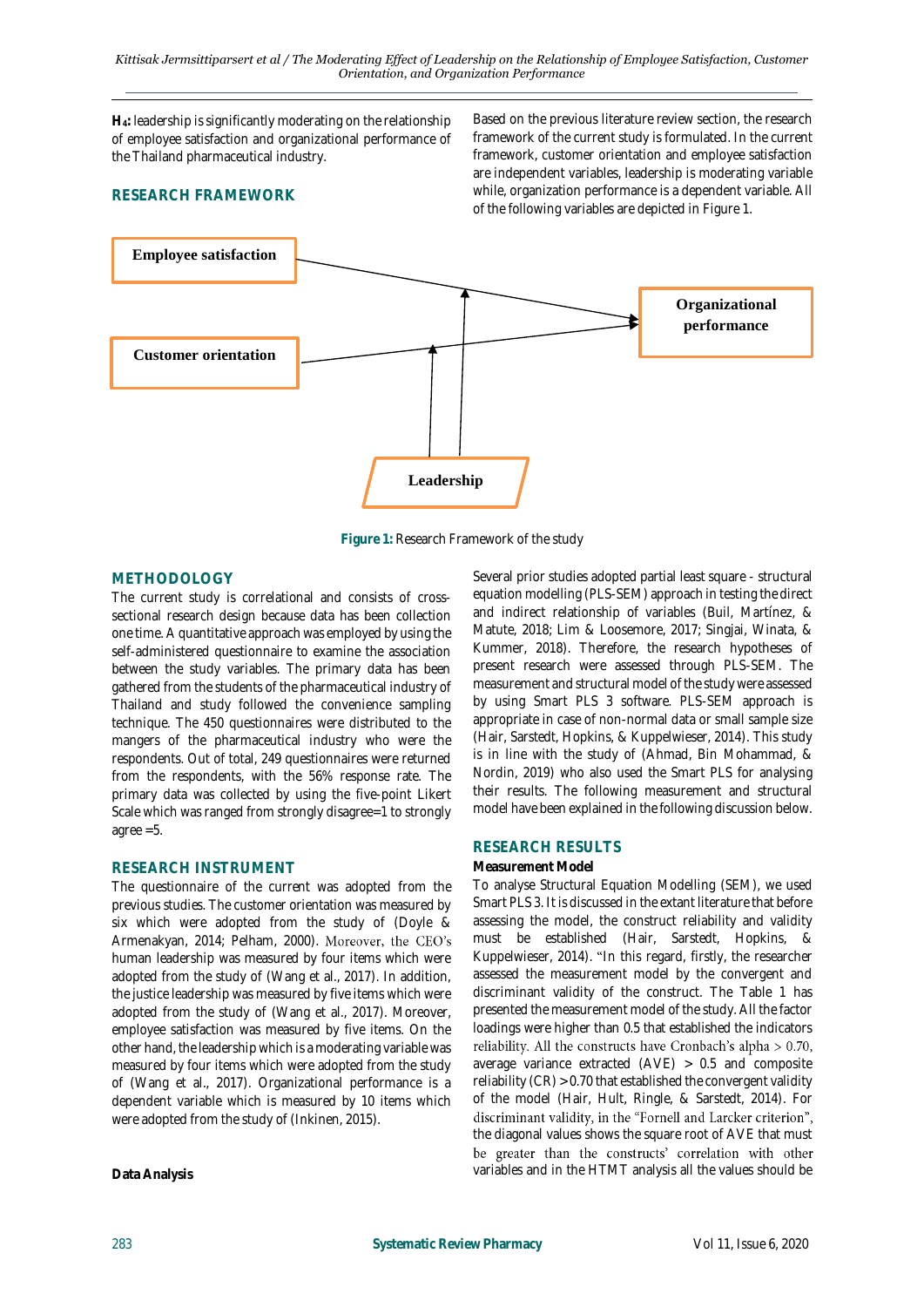**H₄:** leadership is significantly moderating on the relationship of employee satisfaction and organizational performance of the Thailand pharmaceutical industry.

## RESEARCH FRAMEWORK

Based on the previous literature review section, the research framework of the current study is formulated. In the current framework, customer orientation and employee satisfaction are independent variables, leadership is moderating variable while, organization performance is a dependent variable. All of the following variables are depicted in Figure 1.

**Figure 1:** Research Framework of the study

## METHODOLOGY

The current study is correlational and consists of cross-sectional research design because data has been collection one time. A quantitative approach was employed by using the self-administered questionnaire to examine the association between the study variables. The primary data has been gathered from the students of the pharmaceutical industry of Thailand and study followed the convenience sampling technique. The 450 questionnaires were distributed to the mangers of the pharmaceutical industry who were the respondents. Out of total, 249 questionnaires were returned from the respondents, with the 56% response rate. The primary data was collected by using the five-point Likert Scale which was ranged from strongly disagree=1 to strongly agree =5.

## RESEARCH INSTRUMENT

The questionnaire of the current was adopted from the previous studies. The customer orientation was measured by six which were adopted from the study of (Doyle & Armenakyan, 2014; Pelham, 2000). Moreover, the CEO's human leadership was measured by four items which were adopted from the study of (Wang et al., 2017). In addition, the justice leadership was measured by five items which were adopted from the study of (Wang et al., 2017). Moreover, employee satisfaction was measured by five items. On the other hand, the leadership which is a moderating variable was measured by four items which were adopted from the study of (Wang et al., 2017). Organizational performance is a dependent variable which is measured by 10 items which were adopted from the study of (Inkinen, 2015).

**Data Analysis**

Several prior studies adopted partial least square - structural equation modelling (PLS-SEM) approach in testing the direct and indirect relationship of variables (Buil, Martínez, & Matute, 2018; Lim & Loosemore, 2017; Singjai, Winata, & Kummer, 2018). Therefore, the research hypotheses of present research were assessed through PLS-SEM. The measurement and structural model of the study were assessed by using Smart PLS 3 software. PLS-SEM approach is appropriate in case of non-normal data or small sample size (Hair, Sarstedt, Hopkins, & Kuppelwieser, 2014). This study is in line with the study of (Ahmad, Bin Mohammad, & Nordin, 2019) who also used the Smart PLS for analysing their results. The following measurement and structural model have been explained in the following discussion below.

## RESEARCH RESULTS

**Measurement Model**

To analyse Structural Equation Modelling (SEM), we used Smart PLS 3. It is discussed in the extant literature that before assessing the model, the construct reliability and validity must be established (Hair, Sarstedt, Hopkins, & Kuppelwieser, 2014). "In this regard, firstly, the researcher assessed the measurement model by the convergent and discriminant validity of the construct. The Table 1 has presented the measurement model of the study. All the factor loadings were higher than 0.5 that established the indicators reliability. All the constructs have Cronbach's alpha > 0.70, average variance extracted (AVE) > 0.5 and composite reliability (CR) > 0.70 that established the convergent validity of the model (Hair, Hult, Ringle, & Sarstedt, 2014). For discriminant validity, in the "Fornell and Larcker criterion", the diagonal values shows the square root of AVE that must be greater than the constructs' correlation with other variables and in the HTMT analysis all the values should be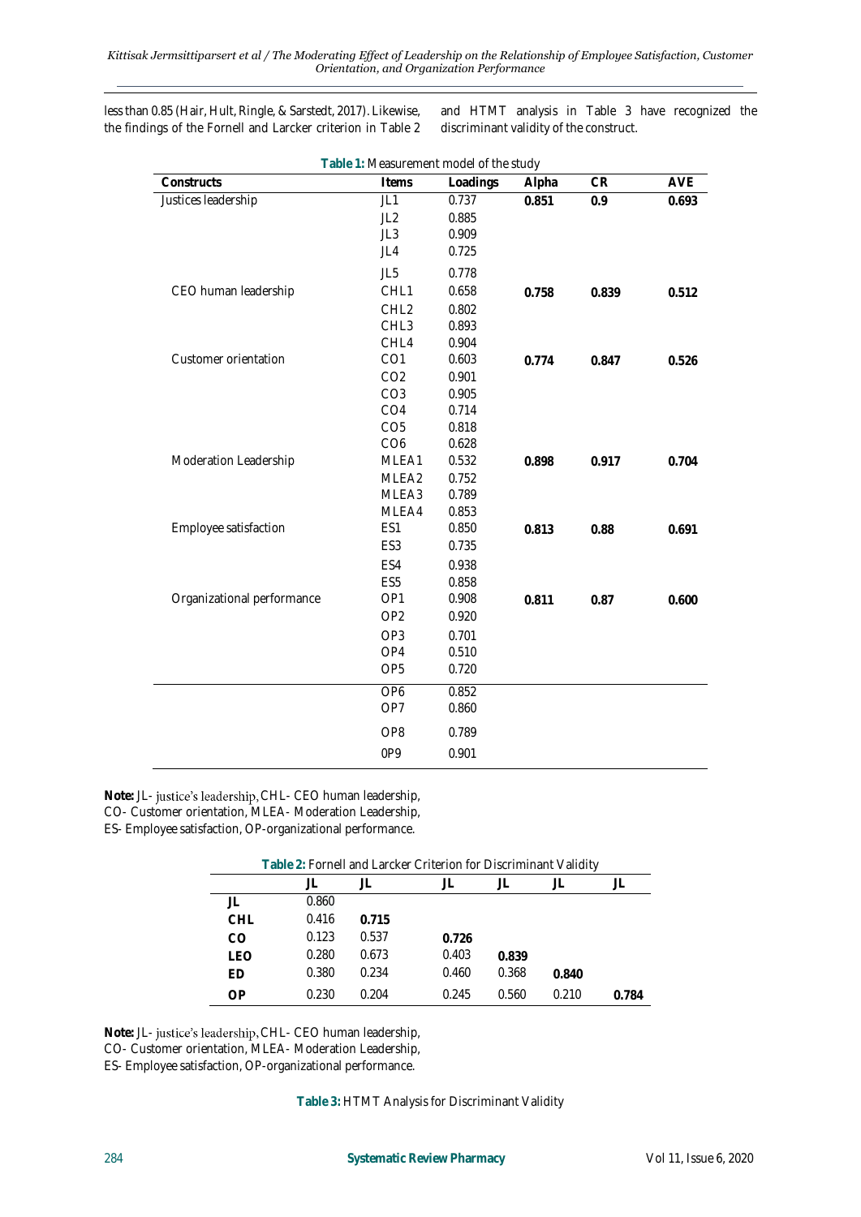less than 0.85 (Hair, Hult, Ringle, & Sarstedt, 2017). Likewise, the findings of the Fornell and Larcker criterion in Table 2 and HTMT analysis in Table 3 have recognized the discriminant validity of the construct.

**Table 1:** Measurement model of the study

| Constructs | Items | Loadings | Alpha | CR | AVE |
|---|---|---|---|---|---|
| Justices leadership | JL1 | 0.737 | **0.851** | **0.9** | **0.693** |
| | JL2 | 0.885 | | | |
| | JL3 | 0.909 | | | |
| | JL4 | 0.725 | | | |
| | JL5 | 0.778 | | | |
| CEO human leadership | CHL1 | 0.658 | **0.758** | **0.839** | **0.512** |
| | CHL2 | 0.802 | | | |
| | CHL3 | 0.893 | | | |
| | CHL4 | 0.904 | | | |
| Customer orientation | CO1 | 0.603 | **0.774** | **0.847** | **0.526** |
| | CO2 | 0.901 | | | |
| | CO3 | 0.905 | | | |
| | CO4 | 0.714 | | | |
| | CO5 | 0.818 | | | |
| | CO6 | 0.628 | | | |
| Moderation Leadership | MLEA1 | 0.532 | **0.898** | **0.917** | **0.704** |
| | MLEA2 | 0.752 | | | |
| | MLEA3 | 0.789 | | | |
| | MLEA4 | 0.853 | | | |
| Employee satisfaction | ES1 | 0.850 | **0.813** | **0.88** | **0.691** |
| | ES3 | 0.735 | | | |
| | ES4 | 0.938 | | | |
| | ES5 | 0.858 | | | |
| Organizational performance | OP1 | 0.908 | **0.811** | **0.87** | **0.600** |
| | OP2 | 0.920 | | | |
| | OP3 | 0.701 | | | |
| | OP4 | 0.510 | | | |
| | OP5 | 0.720 | | | |
| | OP6 | 0.852 | | | |
| | OP7 | 0.860 | | | |
| | OP8 | 0.789 | | | |
| | 0P9 | 0.901 | | | |

**Note:** JL- justice's leadership, CHL- CEO human leadership, CO- Customer orientation, MLEA- Moderation Leadership, ES- Employee satisfaction, OP-organizational performance.

**Table 2:** Fornell and Larcker Criterion for Discriminant Validity

| | JL | JL | JL | JL | JL | JL |
|---|---|---|---|---|---|---|
| **JL** | 0.860 | | | | | |
| **CHL** | 0.416 | **0.715** | | | | |
| **CO** | 0.123 | 0.537 | **0.726** | | | |
| **LEO** | 0.280 | 0.673 | 0.403 | **0.839** | | |
| **ED** | 0.380 | 0.234 | 0.460 | 0.368 | **0.840** | |
| **OP** | 0.230 | 0.204 | 0.245 | 0.560 | 0.210 | **0.784** |

**Note:** JL- justice's leadership, CHL- CEO human leadership, CO- Customer orientation, MLEA- Moderation Leadership, ES- Employee satisfaction, OP-organizational performance.

**Table 3:** HTMT Analysis for Discriminant Validity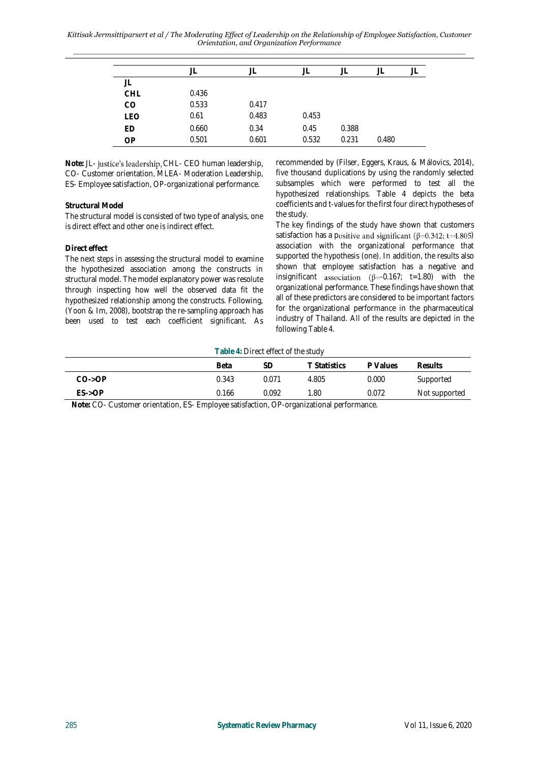| | JL | JL | JL | JL | JL | JL |
|---|---|---|---|---|---|---|
| JL | | | | | | |
| CHL | 0.436 | | | | | |
| CO | 0.533 | 0.417 | | | | |
| LEO | 0.61 | 0.483 | 0.453 | | | |
| ED | 0.660 | 0.34 | 0.45 | 0.388 | | |
| OP | 0.501 | 0.601 | 0.532 | 0.231 | 0.480 | |

**Note:** JL- justice's leadership, CHL- CEO human leadership, CO- Customer orientation, MLEA- Moderation Leadership, ES- Employee satisfaction, OP-organizational performance.

**Structural Model**

The structural model is consisted of two type of analysis, one is direct effect and other one is indirect effect.

**Direct effect**

The next steps in assessing the structural model to examine the hypothesized association among the constructs in structural model. The model explanatory power was resolute through inspecting how well the observed data fit the hypothesized relationship among the constructs. Following, (Yoon & Im, 2008), bootstrap the re-sampling approach has been used to test each coefficient significant. As recommended by (Filser, Eggers, Kraus, & Málovics, 2014), five thousand duplications by using the randomly selected subsamples which were performed to test all the hypothesized relationships. Table 4 depicts the beta coefficients and t-values for the first four direct hypotheses of the study.

The key findings of the study have shown that customers satisfaction has a positive and significant ($\beta$=0.342; t=4.805) association with the organizational performance that supported the hypothesis (one). In addition, the results also shown that employee satisfaction has a negative and insignificant association ($\beta$=-0.167; t=1.80) with the organizational performance. These findings have shown that all of these predictors are considered to be important factors for the organizational performance in the pharmaceutical industry of Thailand. All of the results are depicted in the following Table 4.

**Table 4:** Direct effect of the study

| | Beta | SD | T Statistics | P Values | Results |
|---|---|---|---|---|---|
| CO->OP | 0.343 | 0.071 | 4.805 | 0.000 | Supported |
| ES->OP | 0.166 | 0.092 | 1.80 | 0.072 | Not supported |

**Note:** CO- Customer orientation, ES- Employee satisfaction, OP-organizational performance.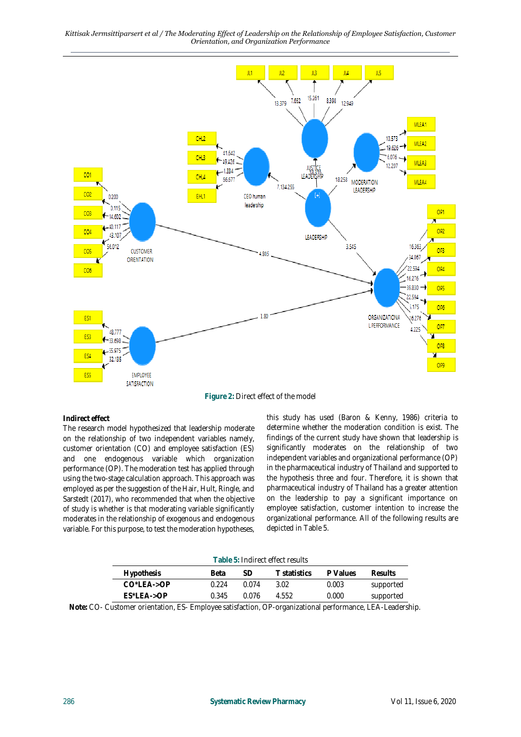Figure 2: Direct effect of the model

**Indirect effect**

The research model hypothesized that leadership moderate on the relationship of two independent variables namely, customer orientation (CO) and employee satisfaction (ES) and one endogenous variable which organization performance (OP). The moderation test has applied through using the two-stage calculation approach. This approach was employed as per the suggestion of the Hair, Hult, Ringle, and Sarstedt (2017), who recommended that when the objective of study is whether is that moderating variable significantly moderates in the relationship of exogenous and endogenous variable. For this purpose, to test the moderation hypotheses, this study has used (Baron & Kenny, 1986) criteria to determine whether the moderation condition is exist. The findings of the current study have shown that leadership is significantly moderates on the relationship of two independent variables and organizational performance (OP) in the pharmaceutical industry of Thailand and supported to the hypothesis three and four. Therefore, it is shown that pharmaceutical industry of Thailand has a greater attention on the leadership to pay a significant importance on employee satisfaction, customer intention to increase the organizational performance. All of the following results are depicted in Table 5.

**Table 5:** Indirect effect results

| Hypothesis | Beta | SD | T statistics | P Values | Results |
|---|---|---|---|---|---|
| CO*LEA->OP | 0.224 | 0.074 | 3.02 | 0.003 | supported |
| ES*LEA->OP | 0.345 | 0.076 | 4.552 | 0.000 | supported |

**Note:** CO- Customer orientation, ES- Employee satisfaction, OP-organizational performance, LEA-Leadership.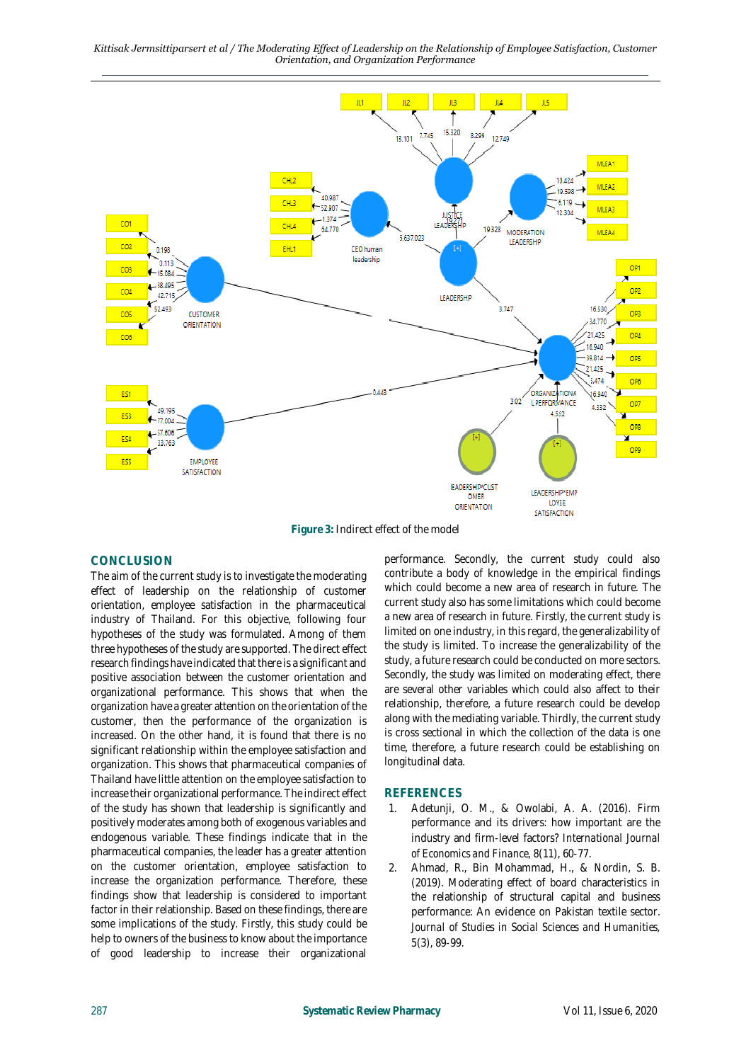Figure 3: Indirect effect of the model

## CONCLUSION

The aim of the current study is to investigate the moderating effect of leadership on the relationship of customer orientation, employee satisfaction in the pharmaceutical industry of Thailand. For this objective, following four hypotheses of the study was formulated. Among of them three hypotheses of the study are supported. The direct effect research findings have indicated that there is a significant and positive association between the customer orientation and organizational performance. This shows that when the organization have a greater attention on the orientation of the customer, then the performance of the organization is increased. On the other hand, it is found that there is no significant relationship within the employee satisfaction and organization. This shows that pharmaceutical companies of Thailand have little attention on the employee satisfaction to increase their organizational performance. The indirect effect of the study has shown that leadership is significantly and positively moderates among both of exogenous variables and endogenous variable. These findings indicate that in the pharmaceutical companies, the leader has a greater attention on the customer orientation, employee satisfaction to increase the organization performance. Therefore, these findings show that leadership is considered to important factor in their relationship. Based on these findings, there are some implications of the study. Firstly, this study could be help to owners of the business to know about the importance of good leadership to increase their organizational performance. Secondly, the current study could also contribute a body of knowledge in the empirical findings which could become a new area of research in future. The current study also has some limitations which could become a new area of research in future. Firstly, the current study is limited on one industry, in this regard, the generalizability of the study is limited. To increase the generalizability of the study, a future research could be conducted on more sectors. Secondly, the study was limited on moderating effect, there are several other variables which could also affect to their relationship, therefore, a future research could be develop along with the mediating variable. Thirdly, the current study is cross sectional in which the collection of the data is one time, therefore, a future research could be establishing on longitudinal data.

## REFERENCES

1. Adetunji, O. M., & Owolabi, A. A. (2016). Firm performance and its drivers: how important are the industry and firm-level factors? *International Journal of Economics and Finance*, 8(11), 60-77.
2. Ahmad, R., Bin Mohammad, H., & Nordin, S. B. (2019). Moderating effect of board characteristics in the relationship of structural capital and business performance: An evidence on Pakistan textile sector. *Journal of Studies in Social Sciences and Humanities*, 5(3), 89-99.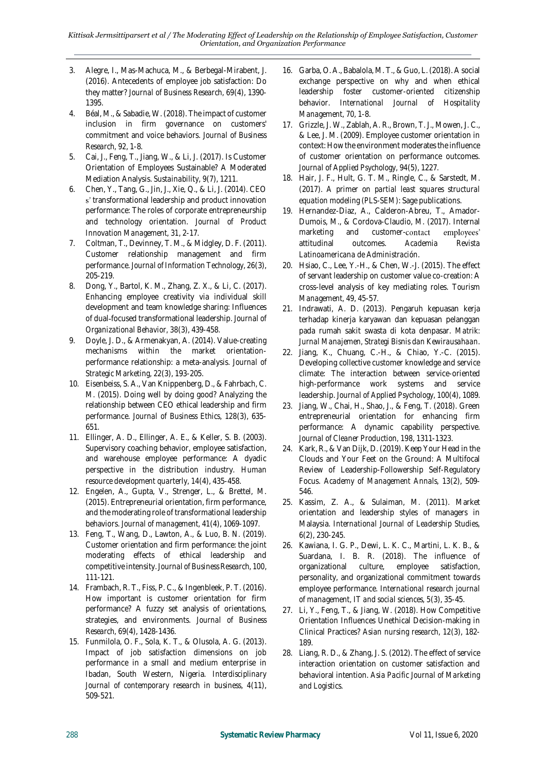3. Alegre, I., Mas-Machuca, M., & Berbegal-Mirabent, J. (2016). Antecedents of employee job satisfaction: Do they matter? *Journal of Business Research, 69*(4), 1390-1395.
4. Béal, M., & Sabadie, W. (2018). The impact of customer inclusion in firm governance on customers' commitment and voice behaviors. *Journal of Business Research, 92*, 1-8.
5. Cai, J., Feng, T., Jiang, W., & Li, J. (2017). Is Customer Orientation of Employees Sustainable? A Moderated Mediation Analysis. *Sustainability, 9*(7), 1211.
6. Chen, Y., Tang, G., Jin, J., Xie, Q., & Li, J. (2014). CEO s' transformational leadership and product innovation performance: The roles of corporate entrepreneurship and technology orientation. *Journal of Product Innovation Management, 31*, 2-17.
7. Coltman, T., Devinney, T. M., & Midgley, D. F. (2011). Customer relationship management and firm performance. *Journal of Information Technology, 26*(3), 205-219.
8. Dong, Y., Bartol, K. M., Zhang, Z. X., & Li, C. (2017). Enhancing employee creativity via individual skill development and team knowledge sharing: Influences of dual-focused transformational leadership. *Journal of Organizational Behavior, 38*(3), 439-458.
9. Doyle, J. D., & Armenakyan, A. (2014). Value-creating mechanisms within the market orientation-performance relationship: a meta-analysis. *Journal of Strategic Marketing, 22*(3), 193-205.
10. Eisenbeiss, S. A., Van Knippenberg, D., & Fahrbach, C. M. (2015). Doing well by doing good? Analyzing the relationship between CEO ethical leadership and firm performance. *Journal of Business Ethics, 128*(3), 635-651.
11. Ellinger, A. D., Ellinger, A. E., & Keller, S. B. (2003). Supervisory coaching behavior, employee satisfaction, and warehouse employee performance: A dyadic perspective in the distribution industry. *Human resource development quarterly, 14*(4), 435-458.
12. Engelen, A., Gupta, V., Strenger, L., & Brettel, M. (2015). Entrepreneurial orientation, firm performance, and the moderating role of transformational leadership behaviors. *Journal of management, 41*(4), 1069-1097.
13. Feng, T., Wang, D., Lawton, A., & Luo, B. N. (2019). Customer orientation and firm performance: the joint moderating effects of ethical leadership and competitive intensity. *Journal of Business Research, 100*, 111-121.
14. Frambach, R. T., Fiss, P. C., & Ingenbleek, P. T. (2016). How important is customer orientation for firm performance? A fuzzy set analysis of orientations, strategies, and environments. *Journal of Business Research, 69*(4), 1428-1436.
15. Funmilola, O. F., Sola, K. T., & Olusola, A. G. (2013). Impact of job satisfaction dimensions on job performance in a small and medium enterprise in Ibadan, South Western, Nigeria. *Interdisciplinary Journal of contemporary research in business, 4*(11), 509-521.
16. Garba, O. A., Babalola, M. T., & Guo, L. (2018). A social exchange perspective on why and when ethical leadership foster customer-oriented citizenship behavior. *International Journal of Hospitality Management, 70*, 1-8.
17. Grizzle, J. W., Zablah, A. R., Brown, T. J., Mowen, J. C., & Lee, J. M. (2009). Employee customer orientation in context: How the environment moderates the influence of customer orientation on performance outcomes. *Journal of Applied Psychology, 94*(5), 1227.
18. Hair, J. F., Hult, G. T. M., Ringle, C., & Sarstedt, M. (2017). *A primer on partial least squares structural equation modeling (PLS-SEM)*: Sage publications.
19. Hernandez-Diaz, A., Calderon-Abreu, T., Amador-Dumois, M., & Cordova-Claudio, M. (2017). Internal marketing and customer-contact employees' attitudinal outcomes. *Academia Revista Latinoamericana de Administración*.
20. Hsiao, C., Lee, Y.-H., & Chen, W.-J. (2015). The effect of servant leadership on customer value co-creation: A cross-level analysis of key mediating roles. *Tourism Management, 49*, 45-57.
21. Indrawati, A. D. (2013). Pengaruh kepuasan kerja terhadap kinerja karyawan dan kepuasan pelanggan pada rumah sakit swasta di kota denpasar. *Matrik: Jurnal Manajemen, Strategi Bisnis dan Kewirausahaan*.
22. Jiang, K., Chuang, C.-H., & Chiao, Y.-C. (2015). Developing collective customer knowledge and service climate: The interaction between service-oriented high-performance work systems and service leadership. *Journal of Applied Psychology, 100*(4), 1089.
23. Jiang, W., Chai, H., Shao, J., & Feng, T. (2018). Green entrepreneurial orientation for enhancing firm performance: A dynamic capability perspective. *Journal of Cleaner Production, 198*, 1311-1323.
24. Kark, R., & Van Dijk, D. (2019). Keep Your Head in the Clouds and Your Feet on the Ground: A Multifocal Review of Leadership-Followership Self-Regulatory Focus. *Academy of Management Annals, 13*(2), 509-546.
25. Kassim, Z. A., & Sulaiman, M. (2011). Market orientation and leadership styles of managers in Malaysia. *International Journal of Leadership Studies, 6*(2), 230-245.
26. Kawiana, I. G. P., Dewi, L. K. C., Martini, L. K. B., & Suardana, I. B. R. (2018). The influence of organizational culture, employee satisfaction, personality, and organizational commitment towards employee performance. *International research journal of management, IT and social sciences, 5*(3), 35-45.
27. Li, Y., Feng, T., & Jiang, W. (2018). How Competitive Orientation Influences Unethical Decision-making in Clinical Practices? *Asian nursing research, 12*(3), 182-189.
28. Liang, R. D., & Zhang, J. S. (2012). The effect of service interaction orientation on customer satisfaction and behavioral intention. *Asia Pacific Journal of Marketing and Logistics*.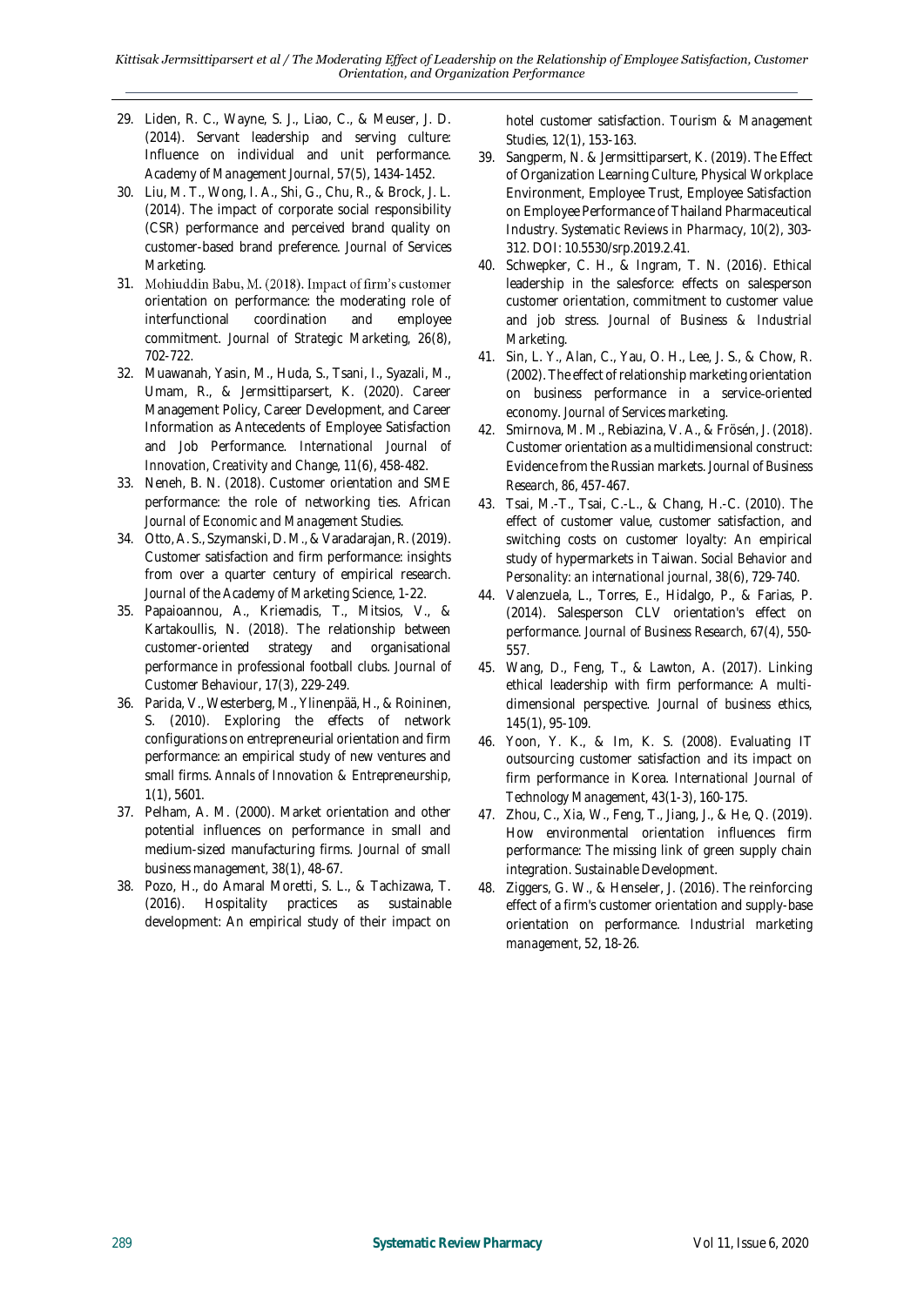29. Liden, R. C., Wayne, S. J., Liao, C., & Meuser, J. D. (2014). Servant leadership and serving culture: Influence on individual and unit performance. *Academy of Management Journal*, 57(5), 1434-1452.
30. Liu, M. T., Wong, I. A., Shi, G., Chu, R., & Brock, J. L. (2014). The impact of corporate social responsibility (CSR) performance and perceived brand quality on customer-based brand preference. *Journal of Services Marketing*.
31. Mohiuddin Babu, M. (2018). Impact of firm's customer orientation on performance: the moderating role of interfunctional coordination and employee commitment. *Journal of Strategic Marketing*, 26(8), 702-722.
32. Muawanah, Yasin, M., Huda, S., Tsani, I., Syazali, M., Umam, R., & Jermsittiparsert, K. (2020). Career Management Policy, Career Development, and Career Information as Antecedents of Employee Satisfaction and Job Performance. *International Journal of Innovation, Creativity and Change*, 11(6), 458-482.
33. Neneh, B. N. (2018). Customer orientation and SME performance: the role of networking ties. *African Journal of Economic and Management Studies*.
34. Otto, A. S., Szymanski, D. M., & Varadarajan, R. (2019). Customer satisfaction and firm performance: insights from over a quarter century of empirical research. *Journal of the Academy of Marketing Science*, 1-22.
35. Papaioannou, A., Kriemadis, T., Mitsios, V., & Kartakoullis, N. (2018). The relationship between customer-oriented strategy and organisational performance in professional football clubs. *Journal of Customer Behaviour*, 17(3), 229-249.
36. Parida, V., Westerberg, M., Ylinenpää, H., & Roininen, S. (2010). Exploring the effects of network configurations on entrepreneurial orientation and firm performance: an empirical study of new ventures and small firms. *Annals of Innovation & Entrepreneurship*, 1(1), 5601.
37. Pelham, A. M. (2000). Market orientation and other potential influences on performance in small and medium-sized manufacturing firms. *Journal of small business management*, 38(1), 48-67.
38. Pozo, H., do Amaral Moretti, S. L., & Tachizawa, T. (2016). Hospitality practices as sustainable development: An empirical study of their impact on hotel customer satisfaction. *Tourism & Management Studies*, 12(1), 153-163.
39. Sangperm, N. & Jermsittiparsert, K. (2019). The Effect of Organization Learning Culture, Physical Workplace Environment, Employee Trust, Employee Satisfaction on Employee Performance of Thailand Pharmaceutical Industry. *Systematic Reviews in Pharmacy*, 10(2), 303-312. DOI: 10.5530/srp.2019.2.41.
40. Schwepker, C. H., & Ingram, T. N. (2016). Ethical leadership in the salesforce: effects on salesperson customer orientation, commitment to customer value and job stress. *Journal of Business & Industrial Marketing*.
41. Sin, L. Y., Alan, C., Yau, O. H., Lee, J. S., & Chow, R. (2002). The effect of relationship marketing orientation on business performance in a service-oriented economy. *Journal of Services marketing*.
42. Smirnova, M. M., Rebiazina, V. A., & Frösén, J. (2018). Customer orientation as a multidimensional construct: Evidence from the Russian markets. *Journal of Business Research*, 86, 457-467.
43. Tsai, M.-T., Tsai, C.-L., & Chang, H.-C. (2010). The effect of customer value, customer satisfaction, and switching costs on customer loyalty: An empirical study of hypermarkets in Taiwan. *Social Behavior and Personality: an international journal*, 38(6), 729-740.
44. Valenzuela, L., Torres, E., Hidalgo, P., & Farias, P. (2014). Salesperson CLV orientation's effect on performance. *Journal of Business Research*, 67(4), 550-557.
45. Wang, D., Feng, T., & Lawton, A. (2017). Linking ethical leadership with firm performance: A multi-dimensional perspective. *Journal of business ethics*, 145(1), 95-109.
46. Yoon, Y. K., & Im, K. S. (2008). Evaluating IT outsourcing customer satisfaction and its impact on firm performance in Korea. *International Journal of Technology Management*, 43(1-3), 160-175.
47. Zhou, C., Xia, W., Feng, T., Jiang, J., & He, Q. (2019). How environmental orientation influences firm performance: The missing link of green supply chain integration. *Sustainable Development*.
48. Ziggers, G. W., & Henseler, J. (2016). The reinforcing effect of a firm's customer orientation and supply-base orientation on performance. *Industrial marketing management*, 52, 18-26.